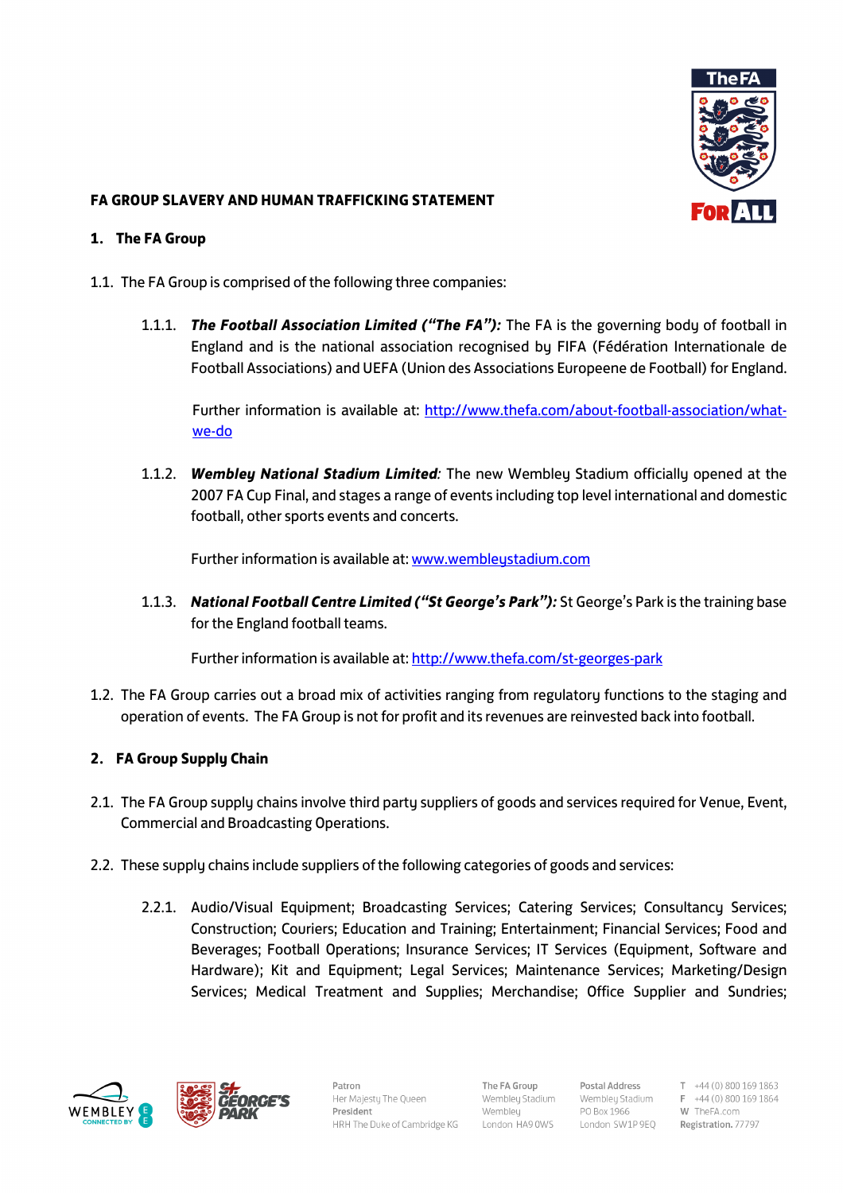# FA GROUP SLAVERY AND HUMAN TRAFFICKING STATEMENT

## 1. The FA Group

1.1. The FA Group is comprised of the following three companies:

1.1.1. ***The Football Association Limited ("The FA"):*** The FA is the governing body of football in England and is the national association recognised by FIFA (Fédération Internationale de Football Associations) and UEFA (Union des Associations Europeene de Football) for England.

Further information is available at: http://www.thefa.com/about-football-association/what-we-do

1.1.2. ***Wembley National Stadium Limited****:* The new Wembley Stadium officially opened at the 2007 FA Cup Final, and stages a range of events including top level international and domestic football, other sports events and concerts.

Further information is available at: www.wembleystadium.com

1.1.3. ***National Football Centre Limited ("St George's Park"):*** St George's Park is the training base for the England football teams.

Further information is available at: http://www.thefa.com/st-georges-park

1.2. The FA Group carries out a broad mix of activities ranging from regulatory functions to the staging and operation of events. The FA Group is not for profit and its revenues are reinvested back into football.

## 2. FA Group Supply Chain

2.1. The FA Group supply chains involve third party suppliers of goods and services required for Venue, Event, Commercial and Broadcasting Operations.

2.2. These supply chains include suppliers of the following categories of goods and services:

2.2.1. Audio/Visual Equipment; Broadcasting Services; Catering Services; Consultancy Services; Construction; Couriers; Education and Training; Entertainment; Financial Services; Food and Beverages; Football Operations; Insurance Services; IT Services (Equipment, Software and Hardware); Kit and Equipment; Legal Services; Maintenance Services; Marketing/Design Services; Medical Treatment and Supplies; Merchandise; Office Supplier and Sundries;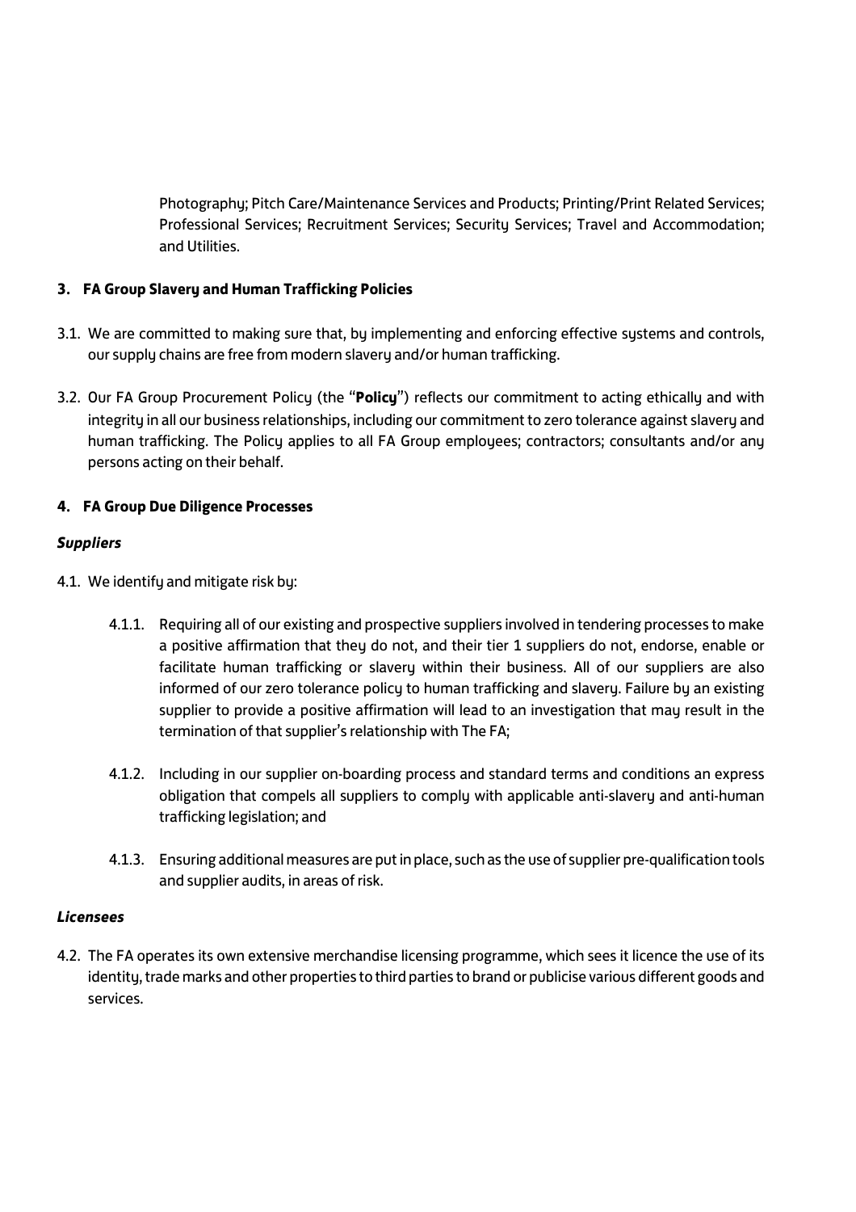Photography; Pitch Care/Maintenance Services and Products; Printing/Print Related Services; Professional Services; Recruitment Services; Security Services; Travel and Accommodation; and Utilities.

## 3. FA Group Slavery and Human Trafficking Policies

3.1. We are committed to making sure that, by implementing and enforcing effective systems and controls, our supply chains are free from modern slavery and/or human trafficking.

3.2. Our FA Group Procurement Policy (the "**Policy**") reflects our commitment to acting ethically and with integrity in all our business relationships, including our commitment to zero tolerance against slavery and human trafficking. The Policy applies to all FA Group employees; contractors; consultants and/or any persons acting on their behalf.

## 4. FA Group Due Diligence Processes

***Suppliers***

4.1. We identify and mitigate risk by:

4.1.1. Requiring all of our existing and prospective suppliers involved in tendering processes to make a positive affirmation that they do not, and their tier 1 suppliers do not, endorse, enable or facilitate human trafficking or slavery within their business. All of our suppliers are also informed of our zero tolerance policy to human trafficking and slavery. Failure by an existing supplier to provide a positive affirmation will lead to an investigation that may result in the termination of that supplier's relationship with The FA;

4.1.2. Including in our supplier on-boarding process and standard terms and conditions an express obligation that compels all suppliers to comply with applicable anti-slavery and anti-human trafficking legislation; and

4.1.3. Ensuring additional measures are put in place, such as the use of supplier pre-qualification tools and supplier audits, in areas of risk.

***Licensees***

4.2. The FA operates its own extensive merchandise licensing programme, which sees it licence the use of its identity, trade marks and other properties to third parties to brand or publicise various different goods and services.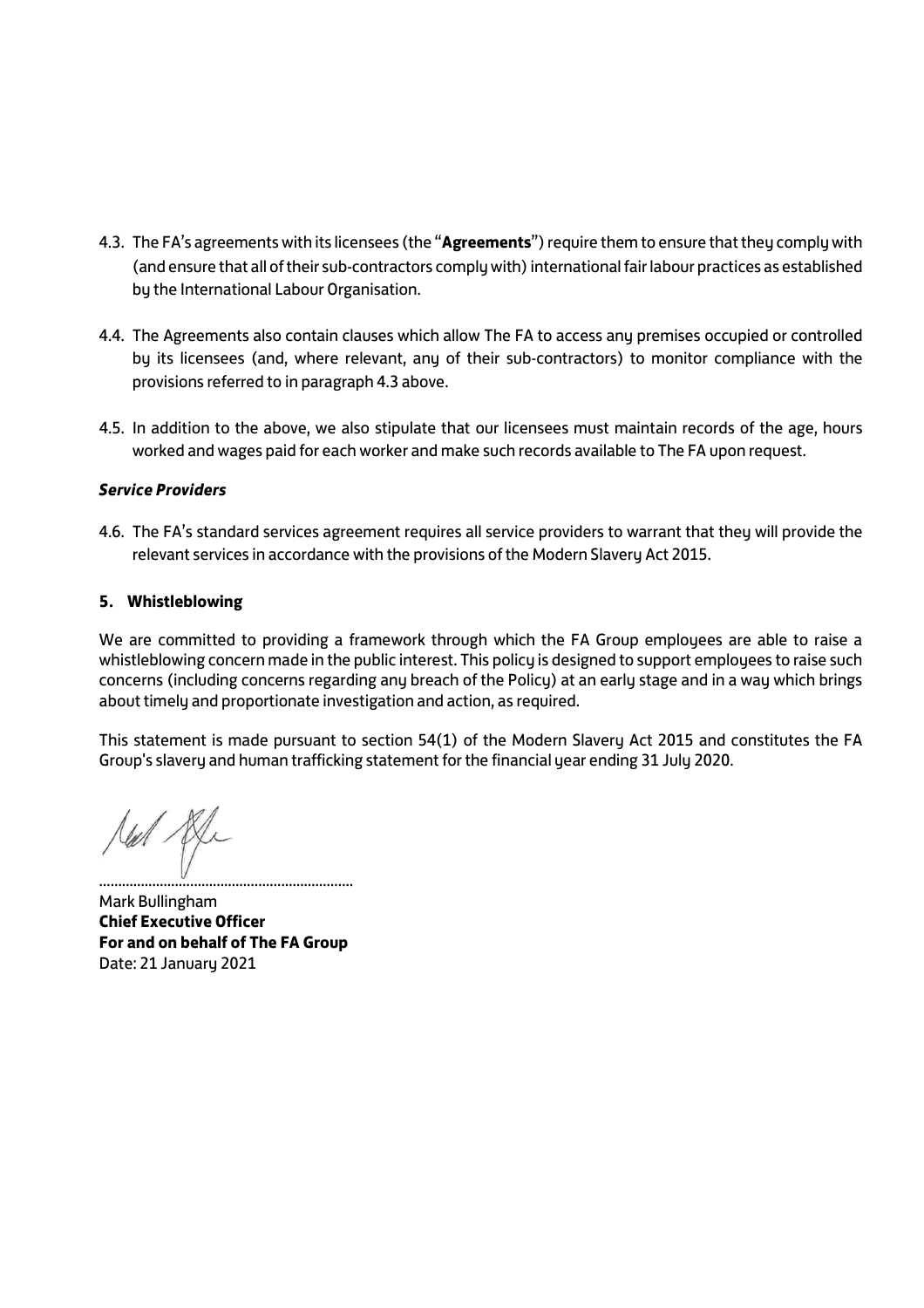4.3. The FA's agreements with its licensees (the "**Agreements**") require them to ensure that they comply with (and ensure that all of their sub-contractors comply with) international fair labour practices as established by the International Labour Organisation.

4.4. The Agreements also contain clauses which allow The FA to access any premises occupied or controlled by its licensees (and, where relevant, any of their sub-contractors) to monitor compliance with the provisions referred to in paragraph 4.3 above.

4.5. In addition to the above, we also stipulate that our licensees must maintain records of the age, hours worked and wages paid for each worker and make such records available to The FA upon request.

***Service Providers***

4.6. The FA's standard services agreement requires all service providers to warrant that they will provide the relevant services in accordance with the provisions of the Modern Slavery Act 2015.

## 5. Whistleblowing

We are committed to providing a framework through which the FA Group employees are able to raise a whistleblowing concern made in the public interest. This policy is designed to support employees to raise such concerns (including concerns regarding any breach of the Policy) at an early stage and in a way which brings about timely and proportionate investigation and action, as required.

This statement is made pursuant to section 54(1) of the Modern Slavery Act 2015 and constitutes the FA Group's slavery and human trafficking statement for the financial year ending 31 July 2020.

..................................................................

Mark Bullingham
**Chief Executive Officer**
**For and on behalf of The FA Group**
Date: 21 January 2021